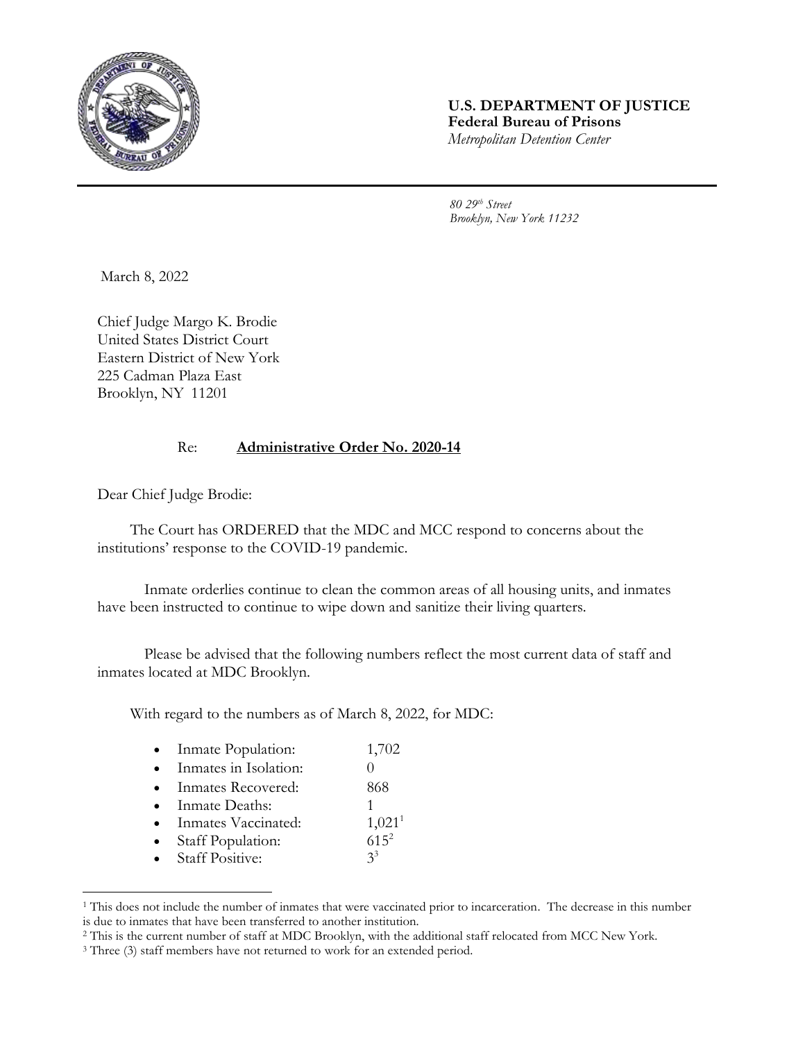**U.S. DEPARTMENT OF JUSTICE**
**Federal Bureau of Prisons**
*Metropolitan Detention Center*

*80 29th Street*
*Brooklyn, New York 11232*

March 8, 2022

Chief Judge Margo K. Brodie
United States District Court
Eastern District of New York
225 Cadman Plaza East
Brooklyn, NY 11201

Re: **<u>Administrative Order No. 2020-14</u>**

Dear Chief Judge Brodie:

The Court has ORDERED that the MDC and MCC respond to concerns about the institutions' response to the COVID-19 pandemic.

Inmate orderlies continue to clean the common areas of all housing units, and inmates have been instructed to continue to wipe down and sanitize their living quarters.

Please be advised that the following numbers reflect the most current data of staff and inmates located at MDC Brooklyn.

With regard to the numbers as of March 8, 2022, for MDC:

- Inmate Population: 1,702
- Inmates in Isolation: 0
- Inmates Recovered: 868
- Inmate Deaths: 1
- Inmates Vaccinated: 1,021[1]
- Staff Population: 615[2]
- Staff Positive: 3[3]

---

[1] This does not include the number of inmates that were vaccinated prior to incarceration. The decrease in this number is due to inmates that have been transferred to another institution.

[2] This is the current number of staff at MDC Brooklyn, with the additional staff relocated from MCC New York.

[3] Three (3) staff members have not returned to work for an extended period.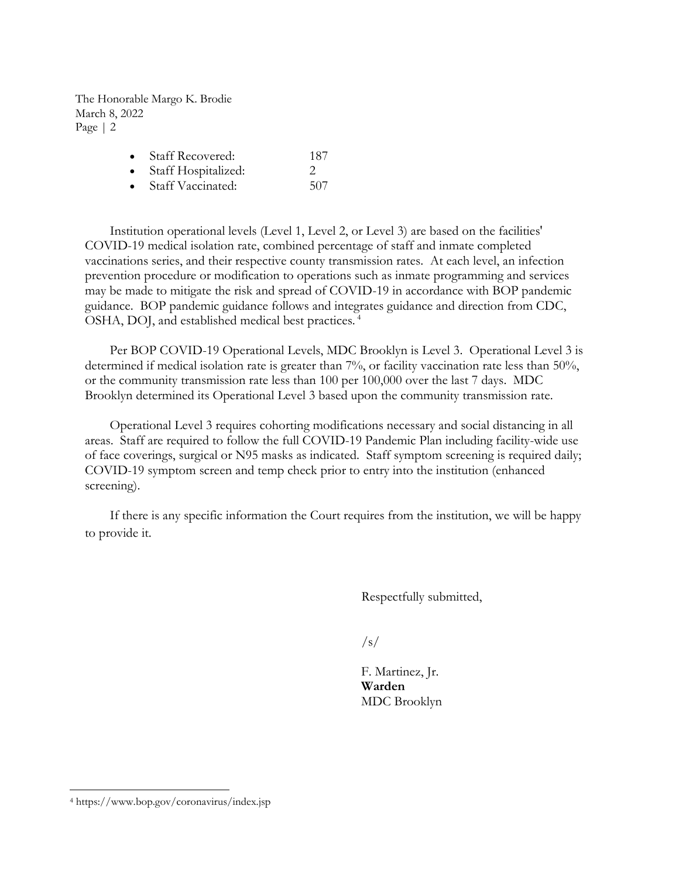The Honorable Margo K. Brodie
March 8, 2022

- Staff Recovered: 187
- Staff Hospitalized: 2
- Staff Vaccinated: 507

Institution operational levels (Level 1, Level 2, or Level 3) are based on the facilities' COVID-19 medical isolation rate, combined percentage of staff and inmate completed vaccinations series, and their respective county transmission rates. At each level, an infection prevention procedure or modification to operations such as inmate programming and services may be made to mitigate the risk and spread of COVID-19 in accordance with BOP pandemic guidance. BOP pandemic guidance follows and integrates guidance and direction from CDC, OSHA, DOJ, and established medical best practices.[4]

Per BOP COVID-19 Operational Levels, MDC Brooklyn is Level 3. Operational Level 3 is determined if medical isolation rate is greater than 7%, or facility vaccination rate less than 50%, or the community transmission rate less than 100 per 100,000 over the last 7 days. MDC Brooklyn determined its Operational Level 3 based upon the community transmission rate.

Operational Level 3 requires cohorting modifications necessary and social distancing in all areas. Staff are required to follow the full COVID-19 Pandemic Plan including facility-wide use of face coverings, surgical or N95 masks as indicated. Staff symptom screening is required daily; COVID-19 symptom screen and temp check prior to entry into the institution (enhanced screening).

If there is any specific information the Court requires from the institution, we will be happy to provide it.

Respectfully submitted,

/s/

F. Martinez, Jr.
**Warden**
MDC Brooklyn

[4] https://www.bop.gov/coronavirus/index.jsp